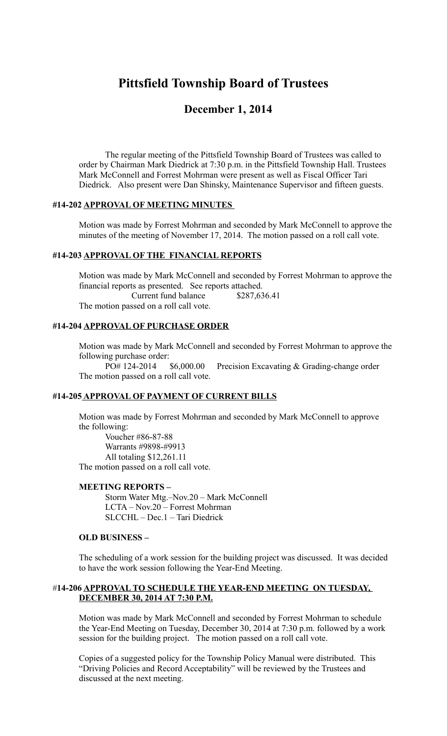# Pittsfield Township Board of Trustees

## December 1, 2014

The regular meeting of the Pittsfield Township Board of Trustees was called to order by Chairman Mark Diedrick at 7:30 p.m. in the Pittsfield Township Hall. Trustees Mark McConnell and Forrest Mohrman were present as well as Fiscal Officer Tari Diedrick. Also present were Dan Shinsky, Maintenance Supervisor and fifteen guests.

#### #14-202 APPROVAL OF MEETING MINUTES

Motion was made by Forrest Mohrman and seconded by Mark McConnell to approve the minutes of the meeting of November 17, 2014. The motion passed on a roll call vote.

#### #14-203 APPROVAL OF THE FINANCIAL REPORTS

Motion was made by Mark McConnell and seconded by Forrest Mohrman to approve the financial reports as presented. See reports attached.

Current fund balance $287,636.41

The motion passed on a roll call vote.

#### #14-204 APPROVAL OF PURCHASE ORDER

Motion was made by Mark McConnell and seconded by Forrest Mohrman to approve the following purchase order:

PO# 124-2014 $6,000.00 Precision Excavating & Grading-change order

The motion passed on a roll call vote.

#### #14-205 APPROVAL OF PAYMENT OF CURRENT BILLS

Motion was made by Forrest Mohrman and seconded by Mark McConnell to approve the following:

Voucher #86-87-88
Warrants #9898-#9913
All totaling $12,261.11

The motion passed on a roll call vote.

**MEETING REPORTS –**

Storm Water Mtg.–Nov.20 – Mark McConnell
LCTA – Nov.20 – Forrest Mohrman
SLCCHL – Dec.1 – Tari Diedrick

**OLD BUSINESS –**

The scheduling of a work session for the building project was discussed. It was decided to have the work session following the Year-End Meeting.

#### #14-206 APPROVAL TO SCHEDULE THE YEAR-END MEETING ON TUESDAY, DECEMBER 30, 2014 AT 7:30 P.M.

Motion was made by Mark McConnell and seconded by Forrest Mohrman to schedule the Year-End Meeting on Tuesday, December 30, 2014 at 7:30 p.m. followed by a work session for the building project. The motion passed on a roll call vote.

Copies of a suggested policy for the Township Policy Manual were distributed. This "Driving Policies and Record Acceptability" will be reviewed by the Trustees and discussed at the next meeting.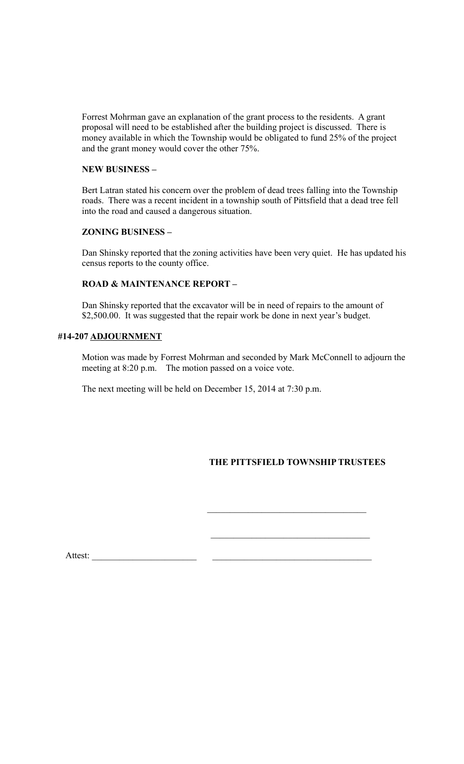Forrest Mohrman gave an explanation of the grant process to the residents. A grant proposal will need to be established after the building project is discussed. There is money available in which the Township would be obligated to fund 25% of the project and the grant money would cover the other 75%.

**NEW BUSINESS –**

Bert Latran stated his concern over the problem of dead trees falling into the Township roads. There was a recent incident in a township south of Pittsfield that a dead tree fell into the road and caused a dangerous situation.

**ZONING BUSINESS –**

Dan Shinsky reported that the zoning activities have been very quiet. He has updated his census reports to the county office.

**ROAD & MAINTENANCE REPORT –**

Dan Shinsky reported that the excavator will be in need of repairs to the amount of $2,500.00. It was suggested that the repair work be done in next year's budget.

**#14-207 ADJOURNMENT**

Motion was made by Forrest Mohrman and seconded by Mark McConnell to adjourn the meeting at 8:20 p.m. The motion passed on a voice vote.

The next meeting will be held on December 15, 2014 at 7:30 p.m.

**THE PITTSFIELD TOWNSHIP TRUSTEES**

\_\_\_\_\_\_\_\_\_\_\_\_\_\_\_\_\_\_\_\_\_\_\_\_\_\_\_\_\_\_\_\_\_\_\_

\_\_\_\_\_\_\_\_\_\_\_\_\_\_\_\_\_\_\_\_\_\_\_\_\_\_\_\_\_\_\_\_\_\_\_

Attest: \_\_\_\_\_\_\_\_\_\_\_\_\_\_\_\_\_\_\_\_\_\_\_ \_\_\_\_\_\_\_\_\_\_\_\_\_\_\_\_\_\_\_\_\_\_\_\_\_\_\_\_\_\_\_\_\_\_\_